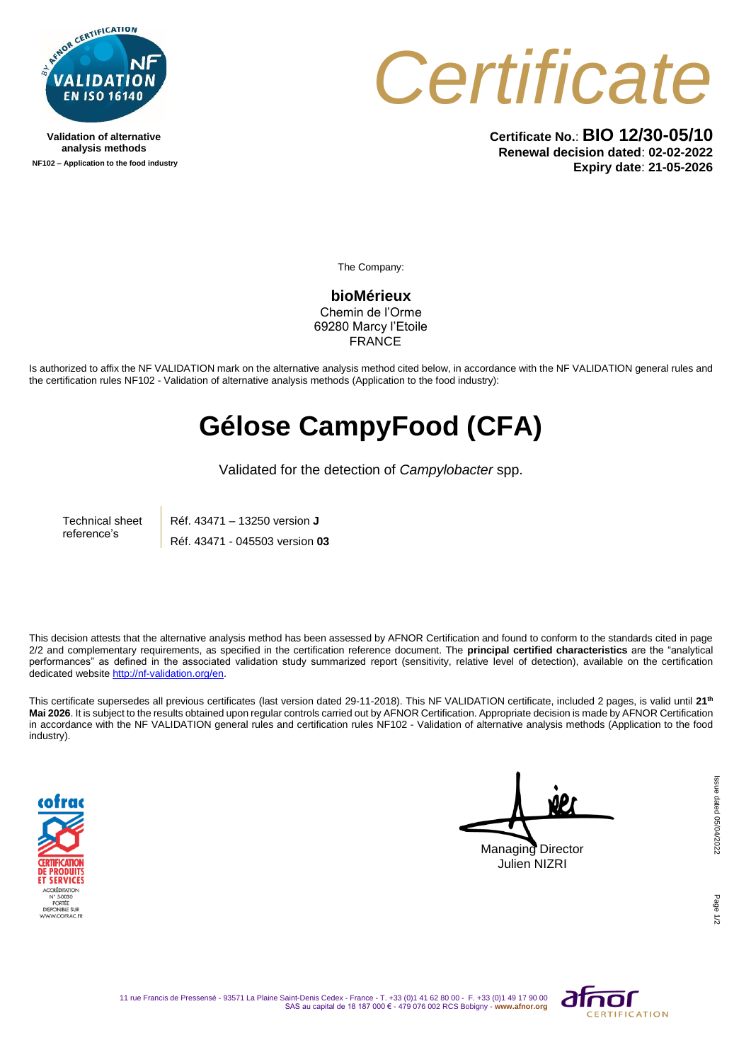Validation of alternative analysis methods
**NF102 – Application to the food industry**

# Certificate

**Certificate No.: BIO 12/30-05/10**
**Renewal decision dated: 02-02-2022**
**Expiry date: 21-05-2026**

The Company:

**bioMérieux**
Chemin de l'Orme
69280 Marcy l'Etoile
FRANCE

Is authorized to affix the NF VALIDATION mark on the alternative analysis method cited below, in accordance with the NF VALIDATION general rules and the certification rules NF102 - Validation of alternative analysis methods (Application to the food industry):

# Gélose CampyFood (CFA)

Validated for the detection of *Campylobacter* spp.

| Technical sheet reference's | Réf. 43471 – 13250 version **J** |
| --- | --- |
| | Réf. 43471 - 045503 version **03** |

This decision attests that the alternative analysis method has been assessed by AFNOR Certification and found to conform to the standards cited in page 2/2 and complementary requirements, as specified in the certification reference document. The **principal certified characteristics** are the "analytical performances" as defined in the associated validation study summarized report (sensitivity, relative level of detection), available on the certification dedicated website http://nf-validation.org/en.

This certificate supersedes all previous certificates (last version dated 29-11-2018). This NF VALIDATION certificate, included 2 pages, is valid until **21th Mai 2026**. It is subject to the results obtained upon regular controls carried out by AFNOR Certification. Appropriate decision is made by AFNOR Certification in accordance with the NF VALIDATION general rules and certification rules NF102 - Validation of alternative analysis methods (Application to the food industry).

ACCRÉDITATION N° 5-0030 PORTÉE DISPONIBLE SUR WWW.COFRAC.FR

Managing Director
Julien NIZRI

Issue dated 05/04/2022

11 rue Francis de Pressensé - 93571 La Plaine Saint-Denis Cedex - France - T. +33 (0)1 41 62 80 00 - F. +33 (0)1 49 17 90 00
SAS au capital de 18 187 000 € - 479 076 002 RCS Bobigny - **www.afnor.org**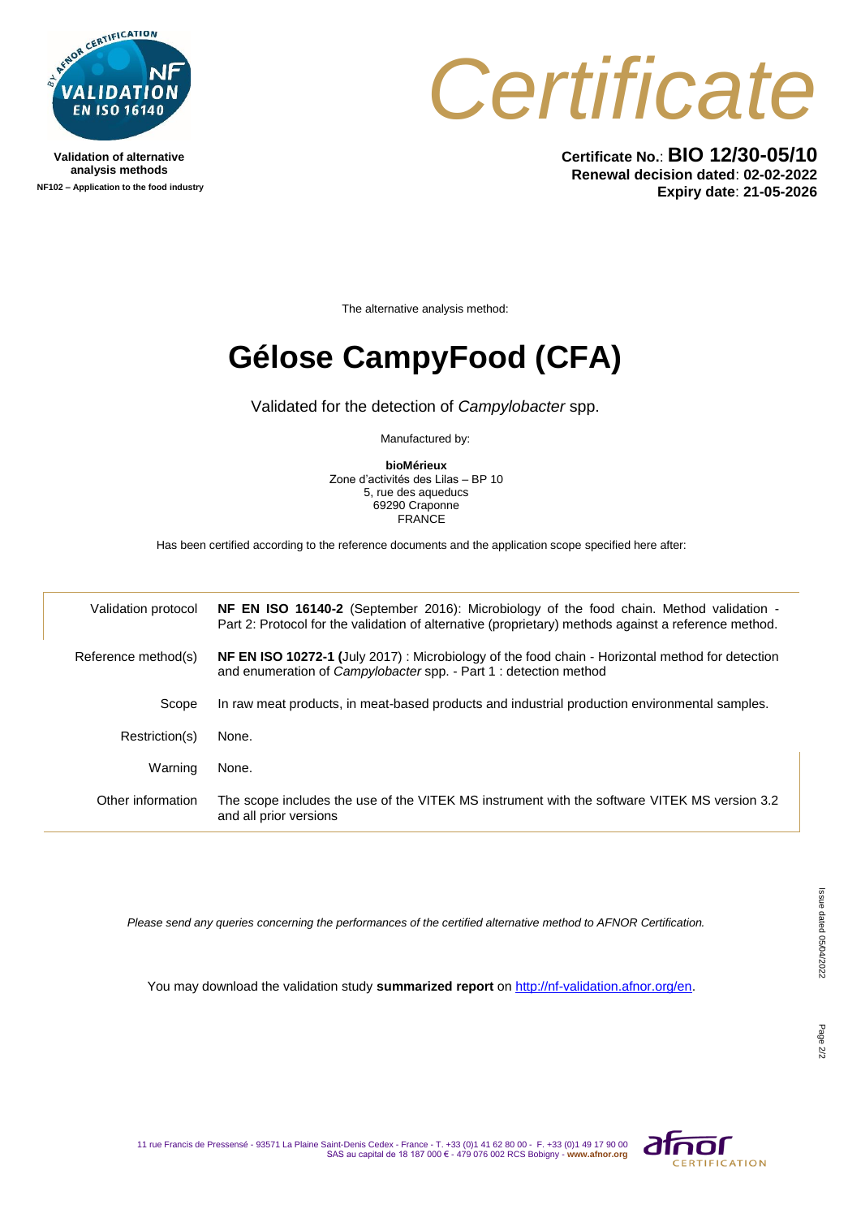Validation of alternative analysis methods

NF102 – Application to the food industry

# Certificate

**Certificate No.**: **BIO 12/30-05/10**
**Renewal decision dated**: **02-02-2022**
**Expiry date**: **21-05-2026**

The alternative analysis method:

# Gélose CampyFood (CFA)

Validated for the detection of *Campylobacter* spp.

Manufactured by:

**bioMérieux**
Zone d'activités des Lilas – BP 10
5, rue des aqueducs
69290 Craponne
FRANCE

Has been certified according to the reference documents and the application scope specified here after:

| | |
|---|---|
| Validation protocol | **NF EN ISO 16140-2** (September 2016): Microbiology of the food chain. Method validation - Part 2: Protocol for the validation of alternative (proprietary) methods against a reference method. |
| Reference method(s) | **NF EN ISO 10272-1 (**July 2017) : Microbiology of the food chain - Horizontal method for detection and enumeration of *Campylobacter* spp. - Part 1 : detection method |
| Scope | In raw meat products, in meat-based products and industrial production environmental samples. |
| Restriction(s) | None. |
| Warning | None. |
| Other information | The scope includes the use of the VITEK MS instrument with the software VITEK MS version 3.2 and all prior versions |

*Please send any queries concerning the performances of the certified alternative method to AFNOR Certification.*

You may download the validation study **summarized report** on http://nf-validation.afnor.org/en.

Issue dated 05/04/2022

11 rue Francis de Pressensé - 93571 La Plaine Saint-Denis Cedex - France - T. +33 (0)1 41 62 80 00 - F. +33 (0)1 49 17 90 00
SAS au capital de 18 187 000 € - 479 076 002 RCS Bobigny - **www.afnor.org**